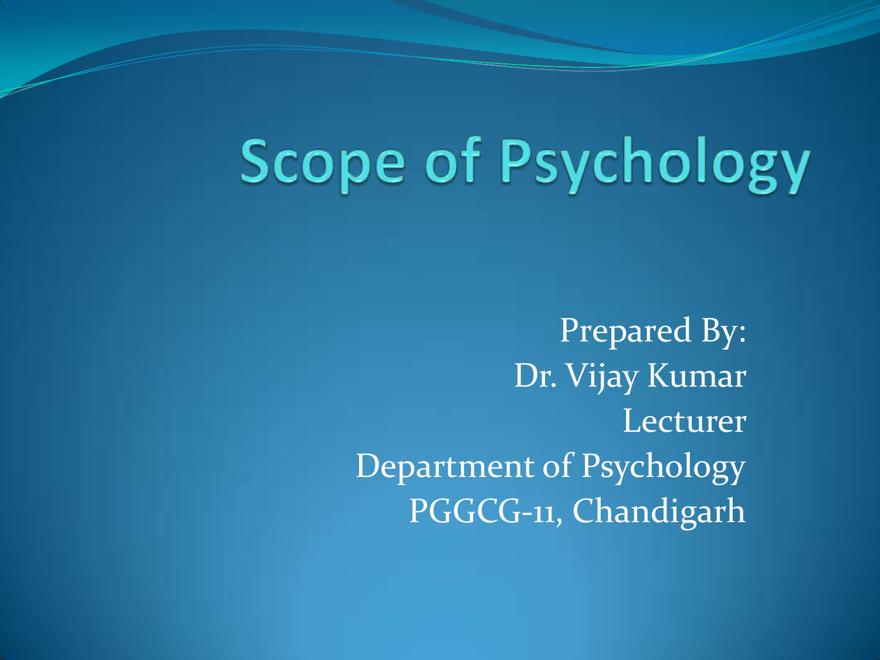# Scope of Psychology

Prepared By:
Dr. Vijay Kumar
Lecturer
Department of Psychology
PGGCG-11, Chandigarh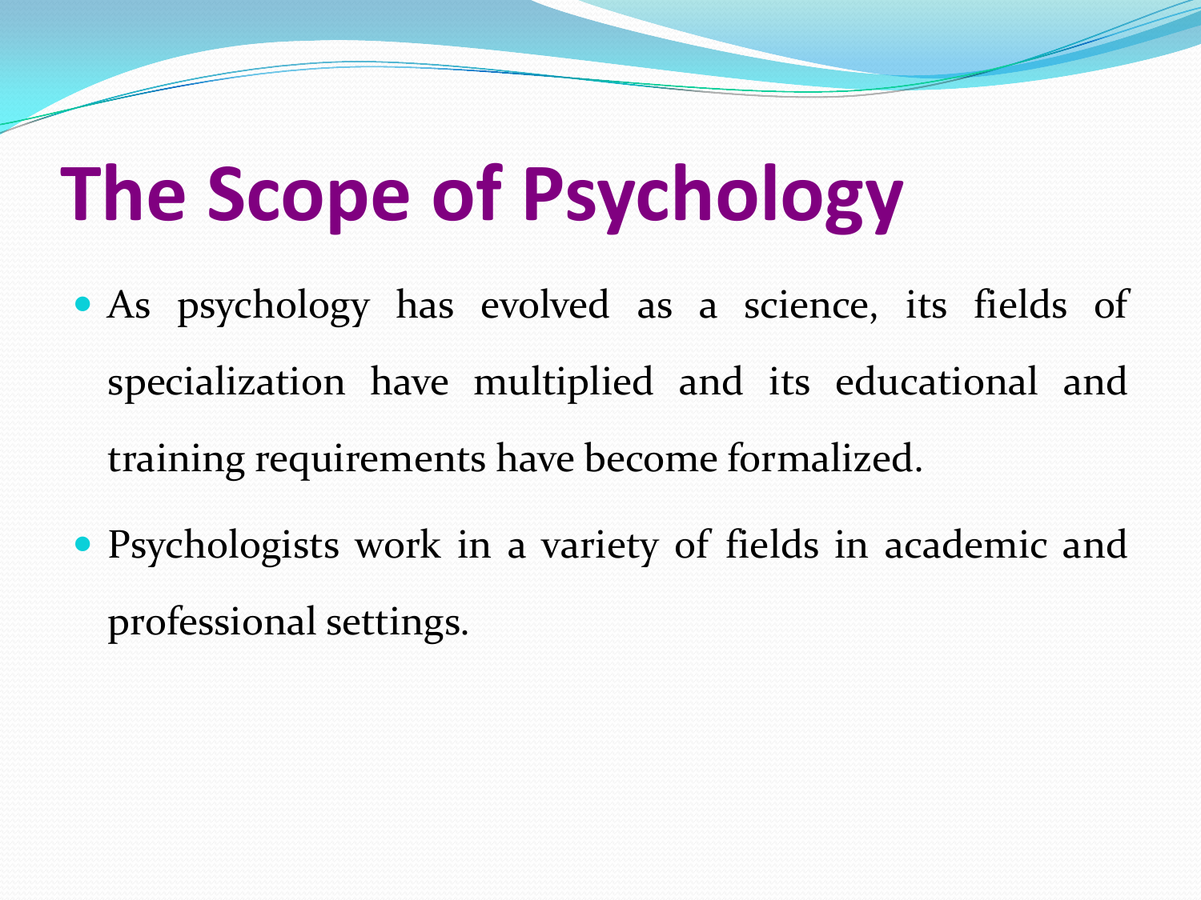# The Scope of Psychology

- As psychology has evolved as a science, its fields of specialization have multiplied and its educational and training requirements have become formalized.
- Psychologists work in a variety of fields in academic and professional settings.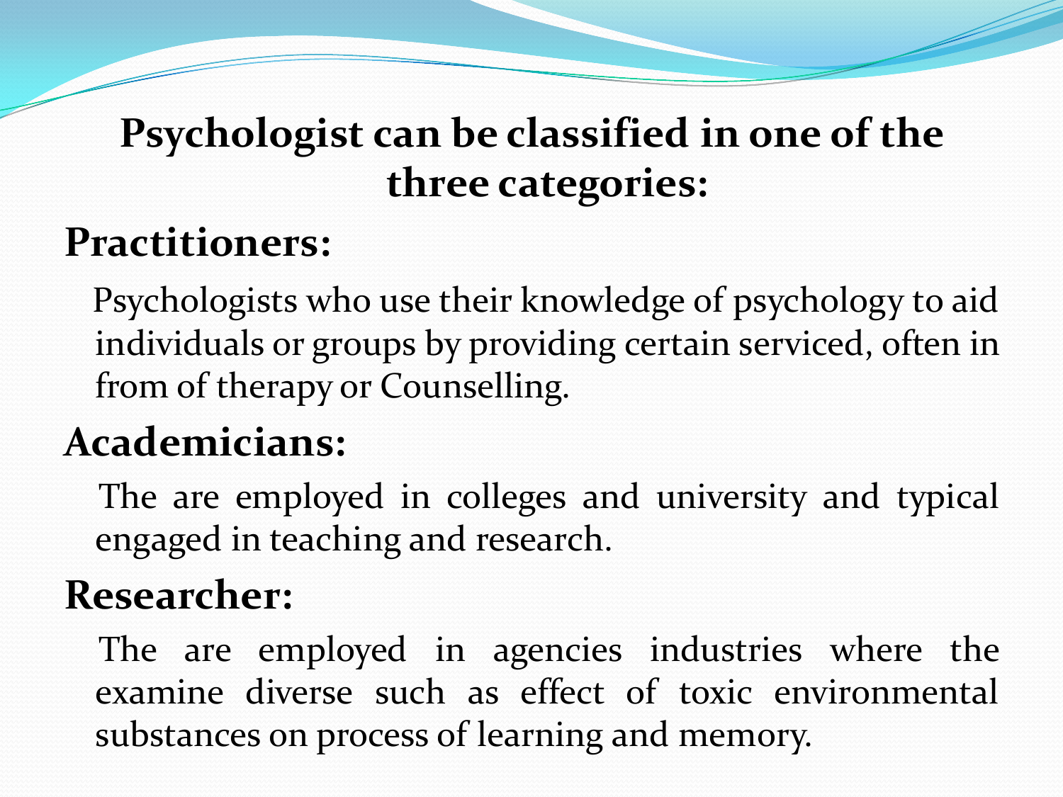# Psychologist can be classified in one of the three categories:

## Practitioners:

Psychologists who use their knowledge of psychology to aid individuals or groups by providing certain serviced, often in from of therapy or Counselling.

## Academicians:

The are employed in colleges and university and typical engaged in teaching and research.

## Researcher:

The are employed in agencies industries where the examine diverse such as effect of toxic environmental substances on process of learning and memory.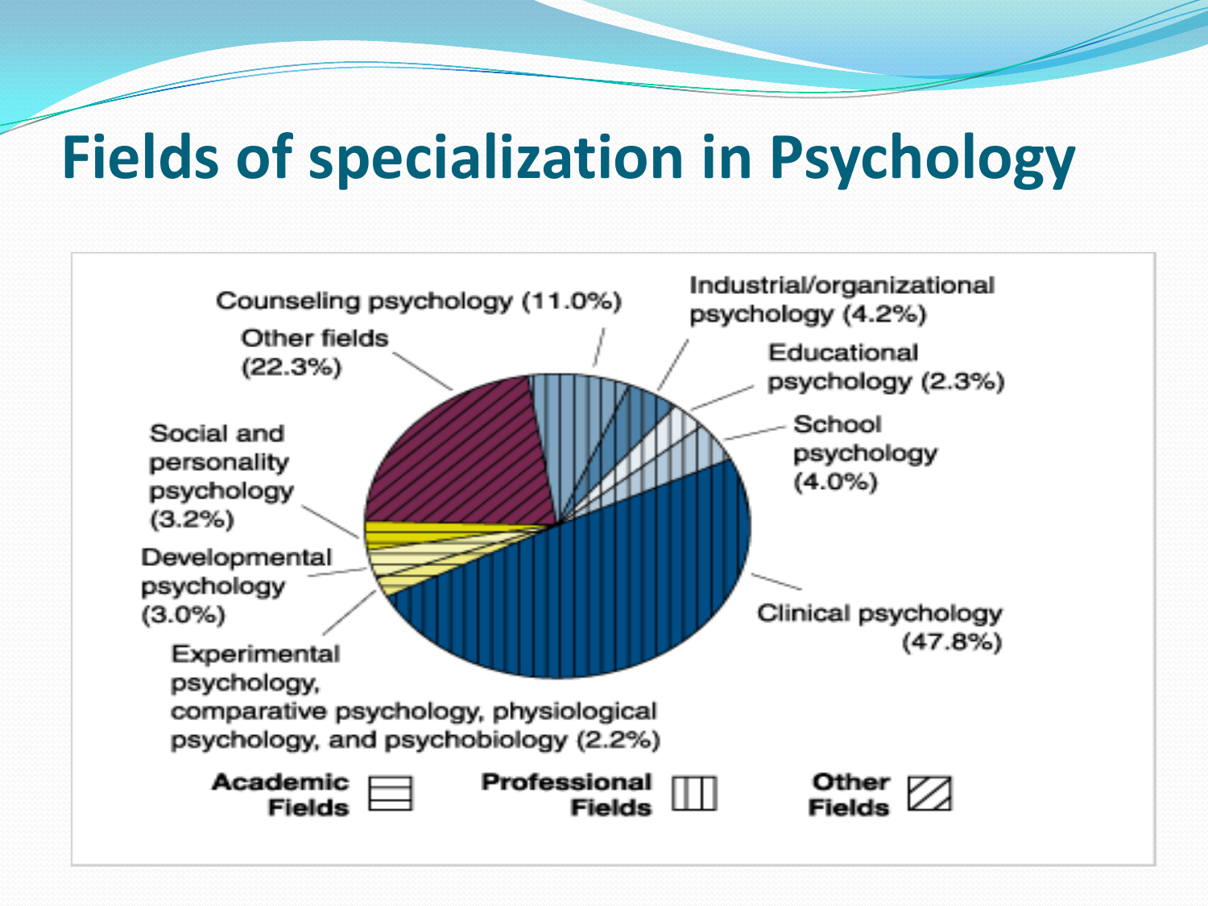# Fields of specialization in Psychology

- Counseling psychology (11.0%)
- Industrial/organizational psychology (4.2%)
- Other fields (22.3%)
- Educational psychology (2.3%)
- School psychology (4.0%)
- Social and personality psychology (3.2%)
- Developmental psychology (3.0%)
- Clinical psychology (47.8%)
- Experimental psychology, comparative psychology, physiological psychology, and psychobiology (2.2%)

Academic Fields | Professional Fields | Other Fields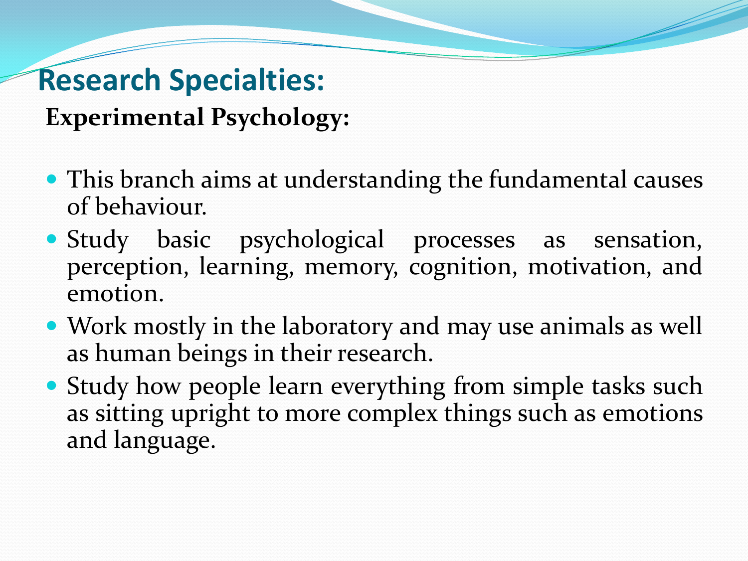# Research Specialties:

**Experimental Psychology:**

- This branch aims at understanding the fundamental causes of behaviour.
- Study basic psychological processes as sensation, perception, learning, memory, cognition, motivation, and emotion.
- Work mostly in the laboratory and may use animals as well as human beings in their research.
- Study how people learn everything from simple tasks such as sitting upright to more complex things such as emotions and language.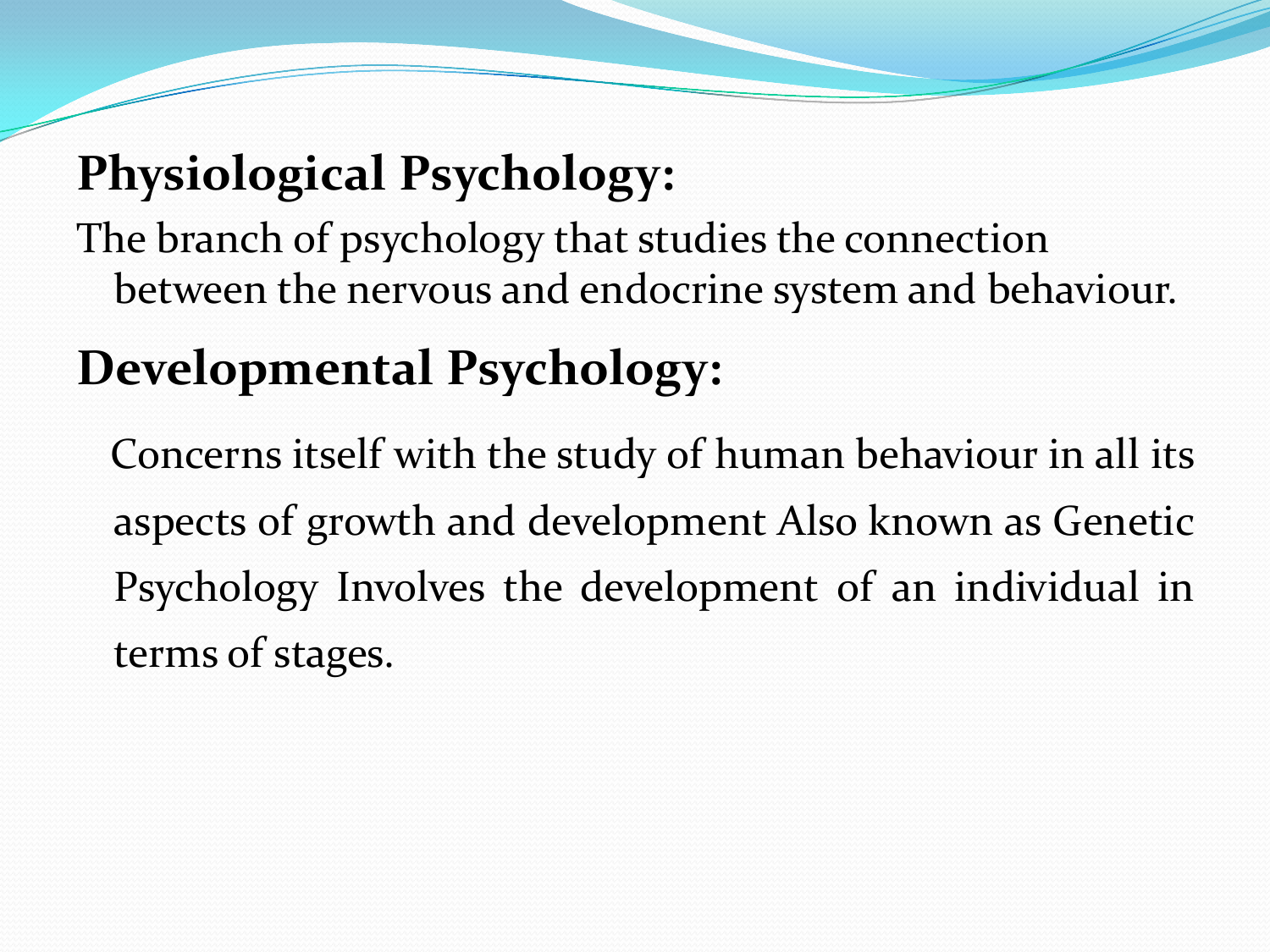**Physiological Psychology:**

The branch of psychology that studies the connection between the nervous and endocrine system and behaviour.

**Developmental Psychology:**

Concerns itself with the study of human behaviour in all its aspects of growth and development Also known as Genetic Psychology Involves the development of an individual in terms of stages.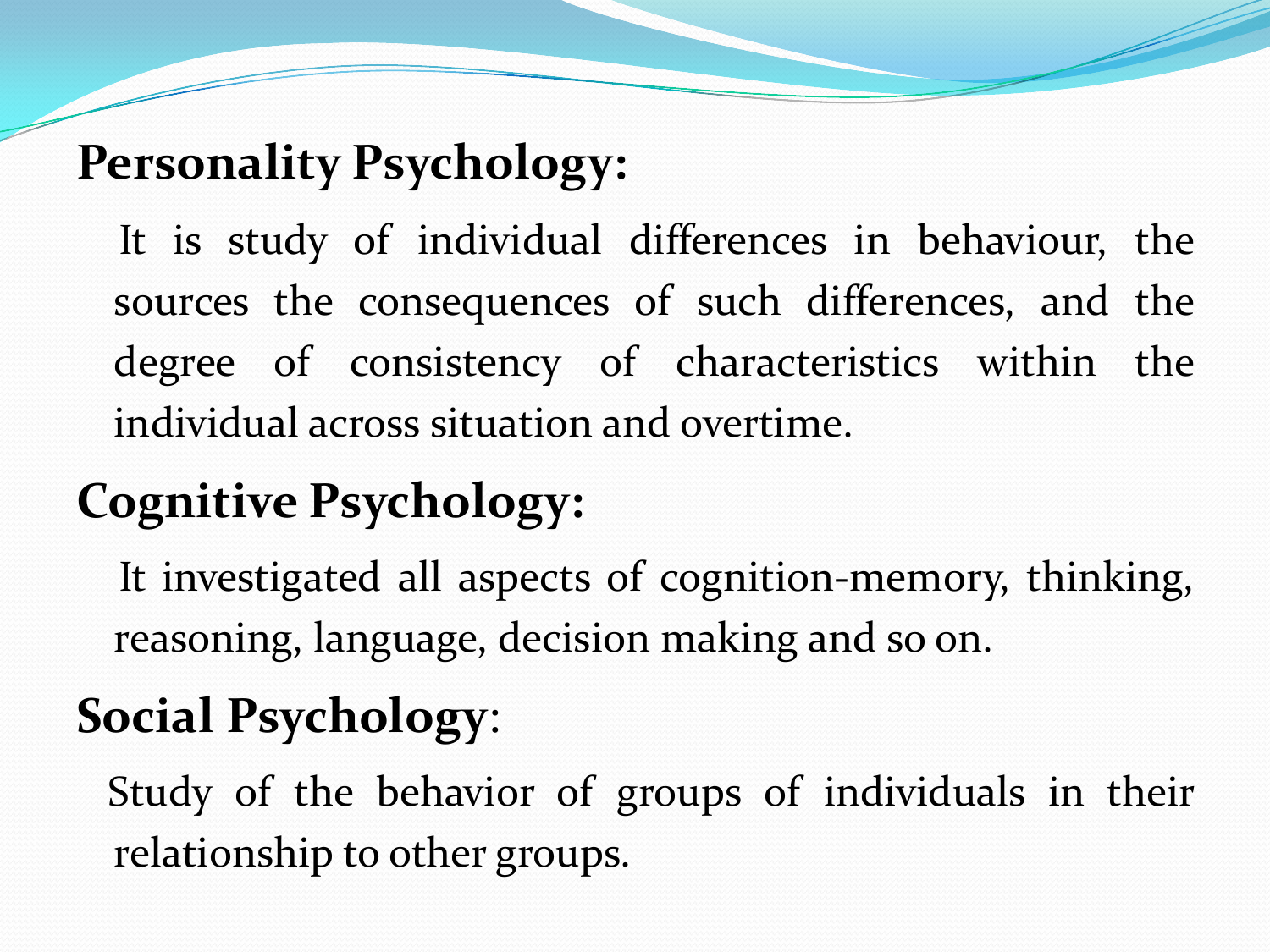## Personality Psychology:

It is study of individual differences in behaviour, the sources the consequences of such differences, and the degree of consistency of characteristics within the individual across situation and overtime.

## Cognitive Psychology:

It investigated all aspects of cognition-memory, thinking, reasoning, language, decision making and so on.

## Social Psychology:

Study of the behavior of groups of individuals in their relationship to other groups.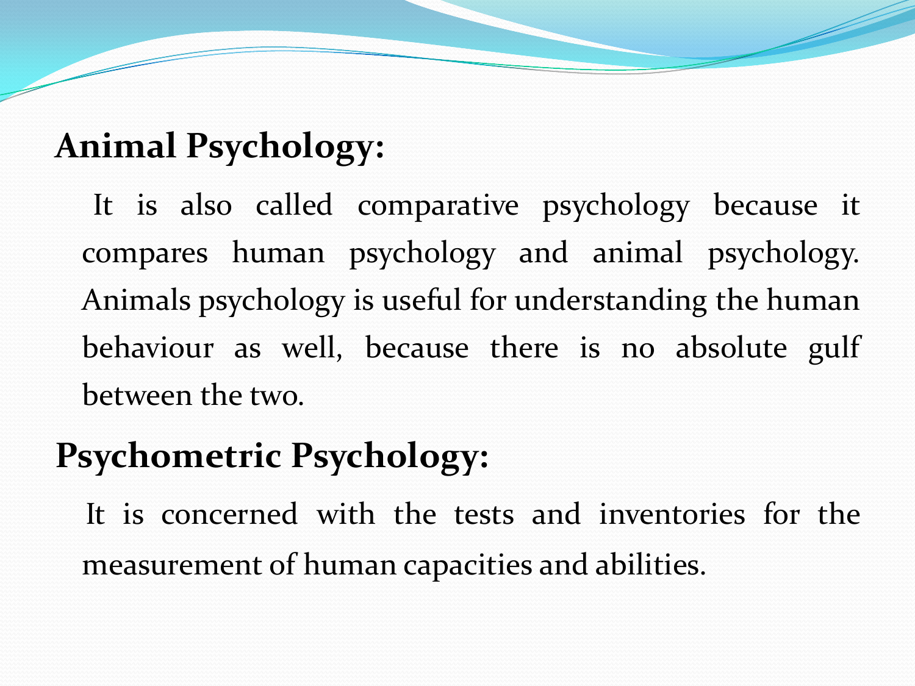**Animal Psychology:**

It is also called comparative psychology because it compares human psychology and animal psychology. Animals psychology is useful for understanding the human behaviour as well, because there is no absolute gulf between the two.

**Psychometric Psychology:**

It is concerned with the tests and inventories for the measurement of human capacities and abilities.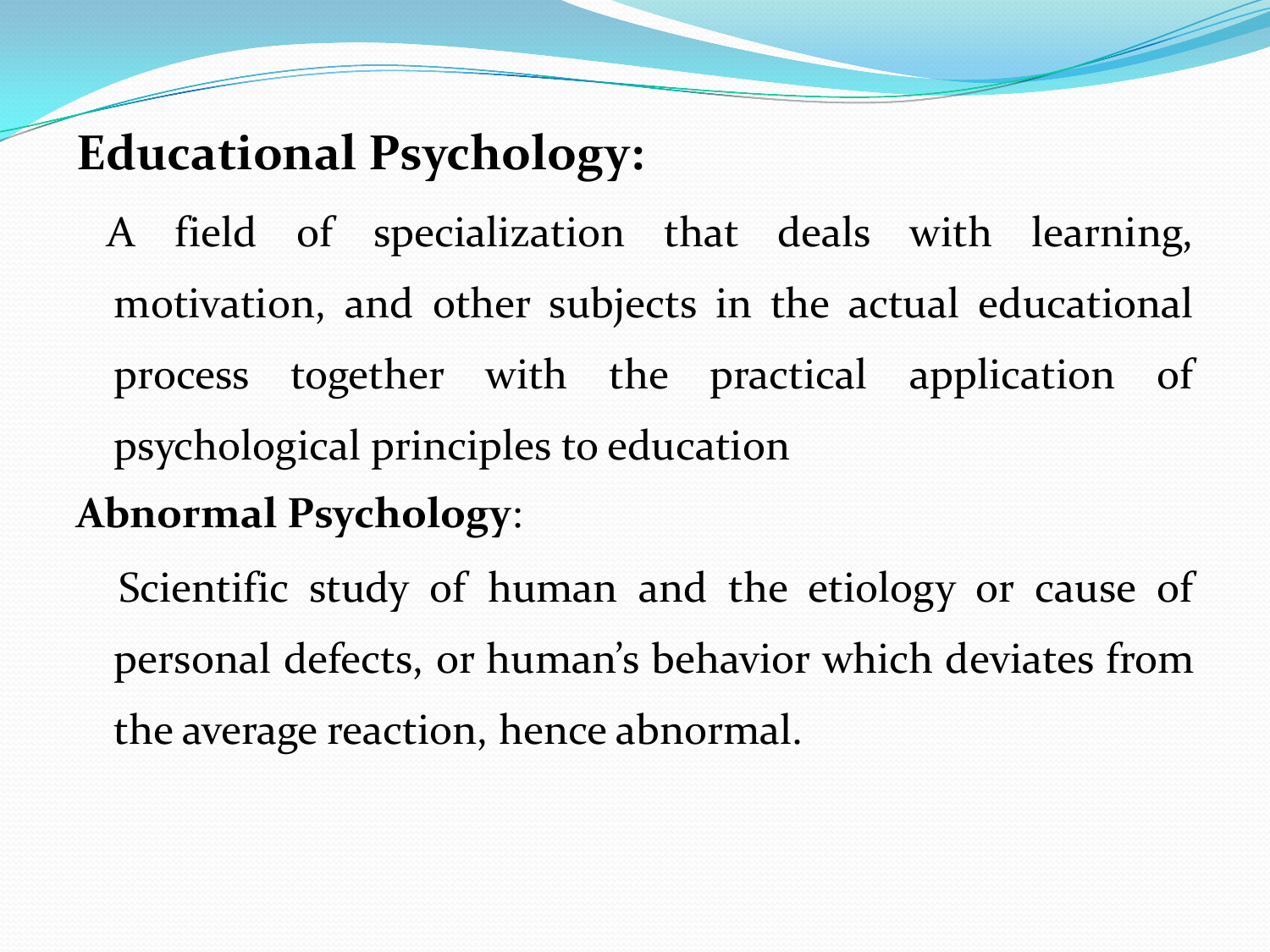**Educational Psychology:**

A field of specialization that deals with learning, motivation, and other subjects in the actual educational process together with the practical application of psychological principles to education

**Abnormal Psychology**:

Scientific study of human and the etiology or cause of personal defects, or human's behavior which deviates from the average reaction, hence abnormal.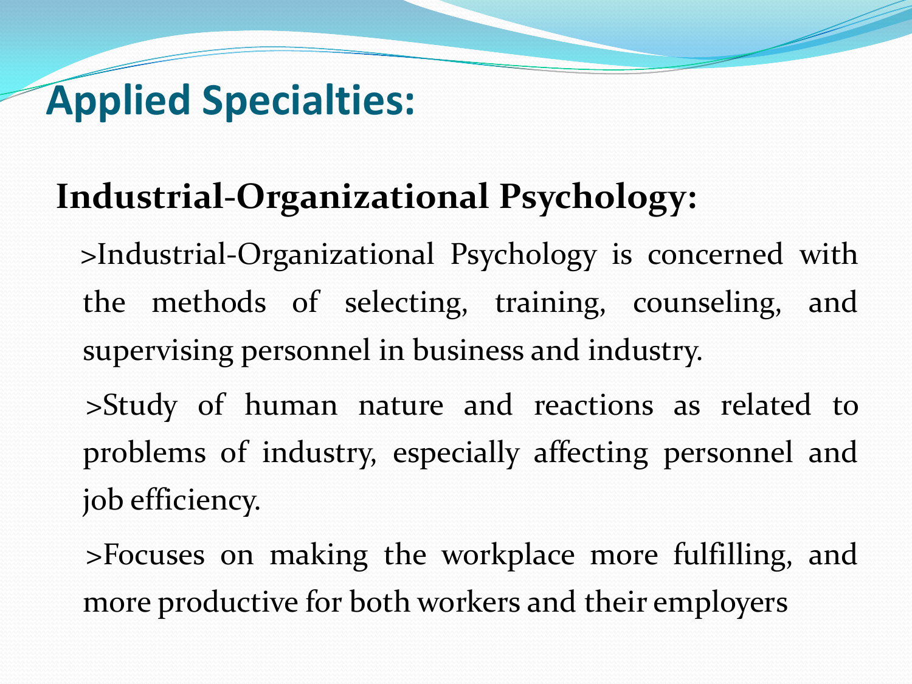# Applied Specialties:

## Industrial-Organizational Psychology:

>Industrial-Organizational Psychology is concerned with the methods of selecting, training, counseling, and supervising personnel in business and industry.

>Study of human nature and reactions as related to problems of industry, especially affecting personnel and job efficiency.

>Focuses on making the workplace more fulfilling, and more productive for both workers and their employers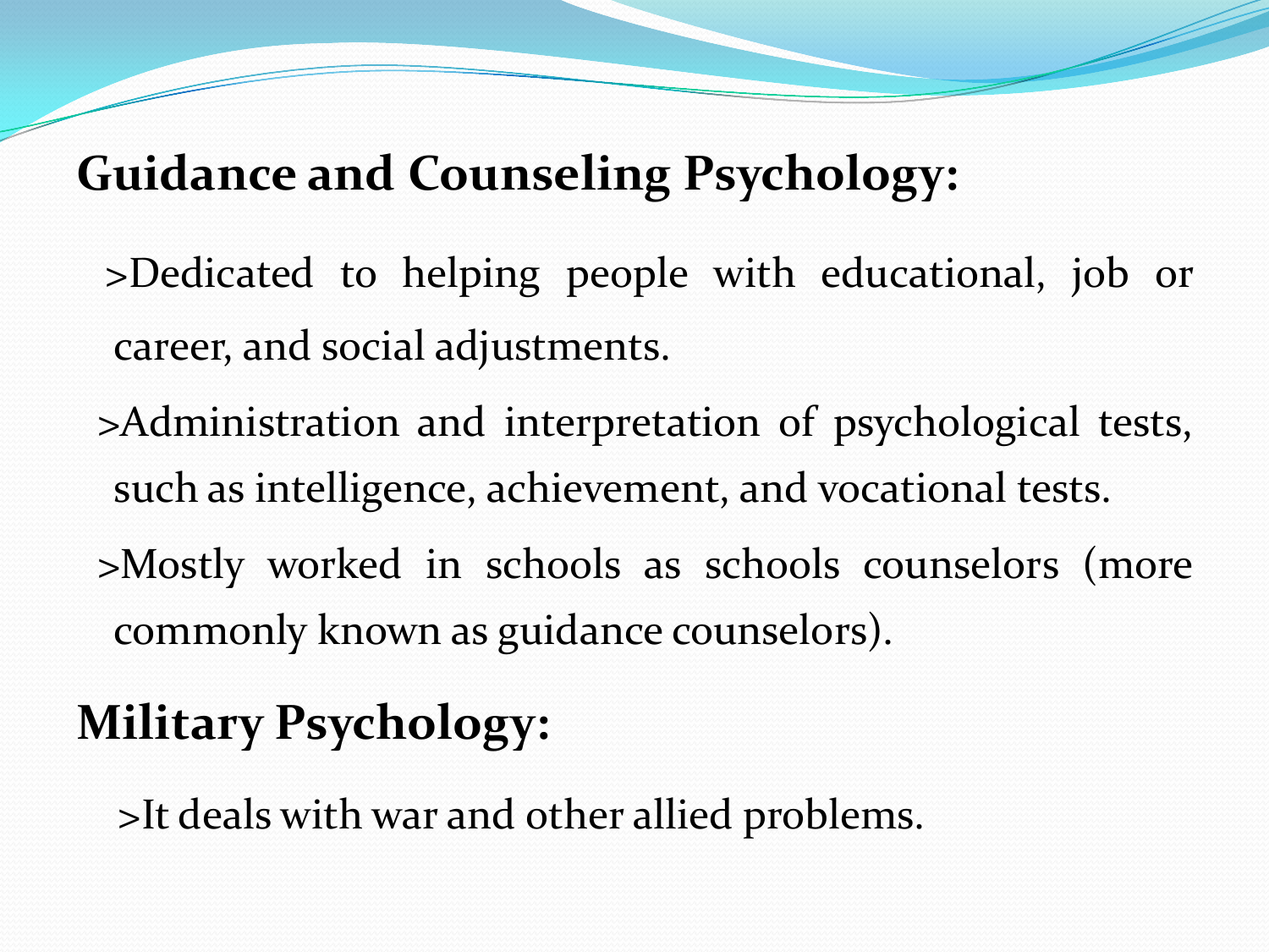## Guidance and Counseling Psychology:

>Dedicated to helping people with educational, job or career, and social adjustments.

>Administration and interpretation of psychological tests, such as intelligence, achievement, and vocational tests.

>Mostly worked in schools as schools counselors (more commonly known as guidance counselors).

## Military Psychology:

>It deals with war and other allied problems.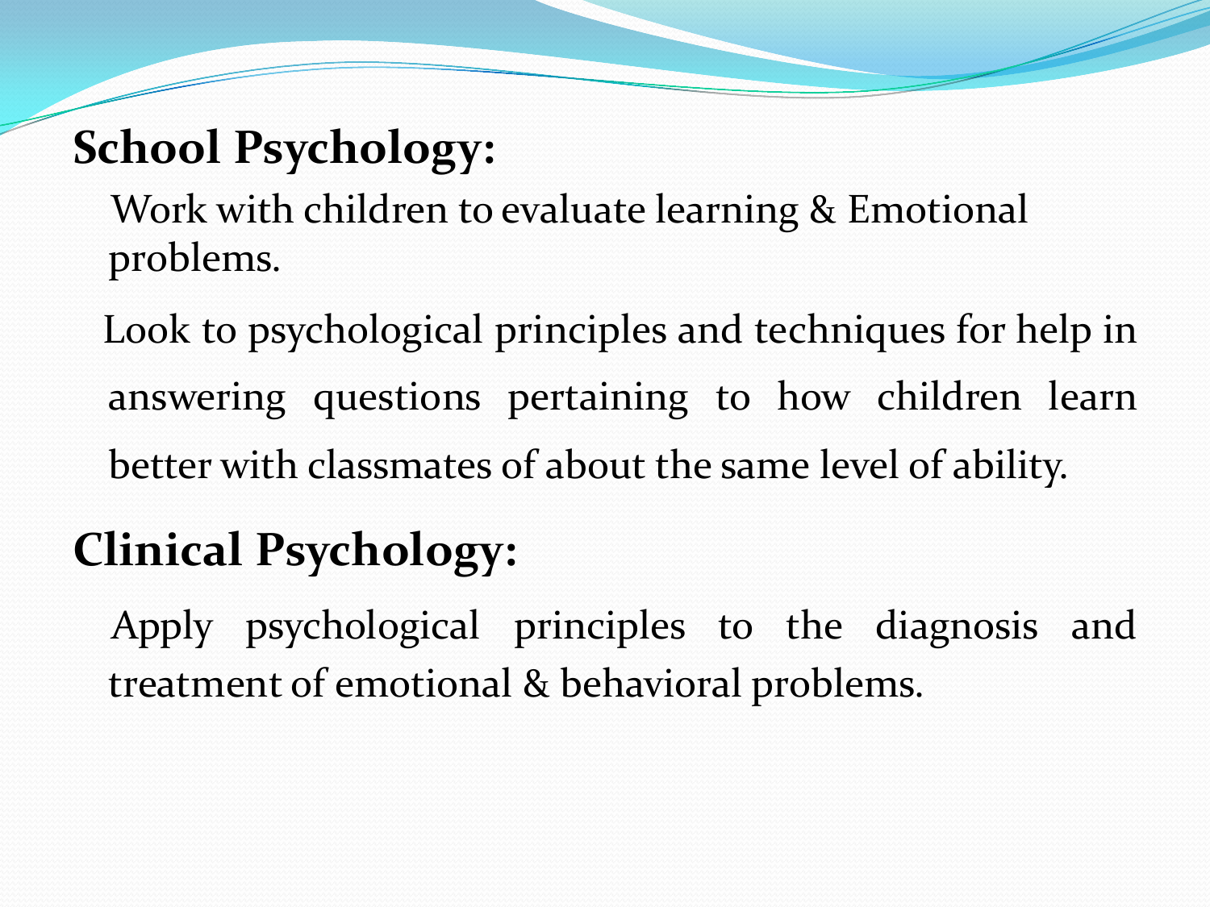## School Psychology:

Work with children to evaluate learning & Emotional problems.

Look to psychological principles and techniques for help in answering questions pertaining to how children learn better with classmates of about the same level of ability.

## Clinical Psychology:

Apply psychological principles to the diagnosis and treatment of emotional & behavioral problems.